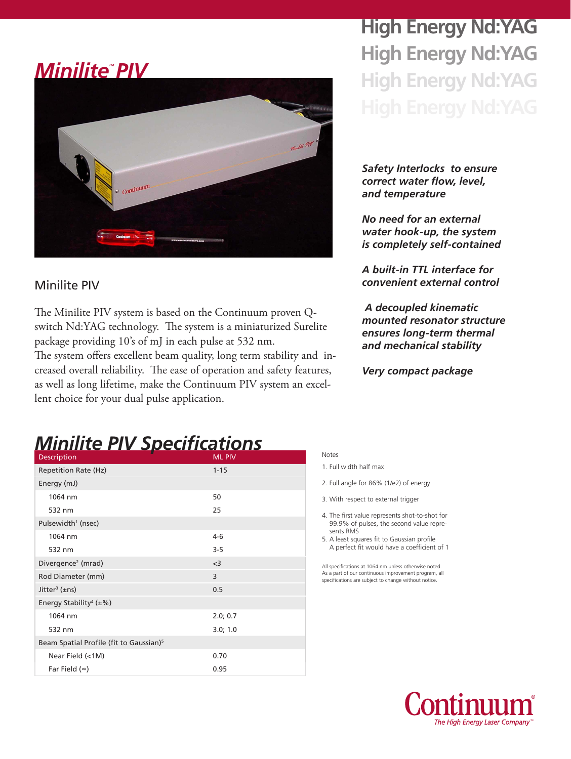# Minilite™ PIV

# High Energy Nd:YAG

High Energy Nd:YAG

High Energy Nd:YAG

High Energy Nd:YAG

## Minilite PIV

The Minilite PIV system is based on the Continuum proven Q-switch Nd:YAG technology. The system is a miniaturized Surelite package providing 10's of mJ in each pulse at 532 nm.
The system offers excellent beam quality, long term stability and increased overall reliability. The ease of operation and safety features, as well as long lifetime, make the Continuum PIV system an excellent choice for your dual pulse application.

***Safety Interlocks to ensure correct water flow, level, and temperature***

***No need for an external water hook-up, the system is completely self-contained***

***A built-in TTL interface for convenient external control***

***A decoupled kinematic mounted resonator structure ensures long-term thermal and mechanical stability***

***Very compact package***

## Minilite PIV Specifications

| Description | ML PIV |
|---|---|
| Repetition Rate (Hz) | 1-15 |
| Energy (mJ) | |
| 1064 nm | 50 |
| 532 nm | 25 |
| Pulsewidth[1] (nsec) | |
| 1064 nm | 4-6 |
| 532 nm | 3-5 |
| Divergence[2] (mrad) | <3 |
| Rod Diameter (mm) | 3 |
| Jitter[3] (±ns) | 0.5 |
| Energy Stability[4] (±%) | |
| 1064 nm | 2.0; 0.7 |
| 532 nm | 3.0; 1.0 |
| Beam Spatial Profile (fit to Gaussian)[5] | |
| Near Field (<1M) | 0.70 |
| Far Field (∞) | 0.95 |

Notes

1. Full width half max
2. Full angle for 86% (1/e2) of energy
3. With respect to external trigger
4. The first value represents shot-to-shot for 99.9% of pulses, the second value represents RMS
5. A least squares fit to Gaussian profile
   A perfect fit would have a coefficient of 1

All specifications at 1064 nm unless otherwise noted.
As a part of our continuous improvement program, all specifications are subject to change without notice.

Continuum®
*The High Energy Laser Company™*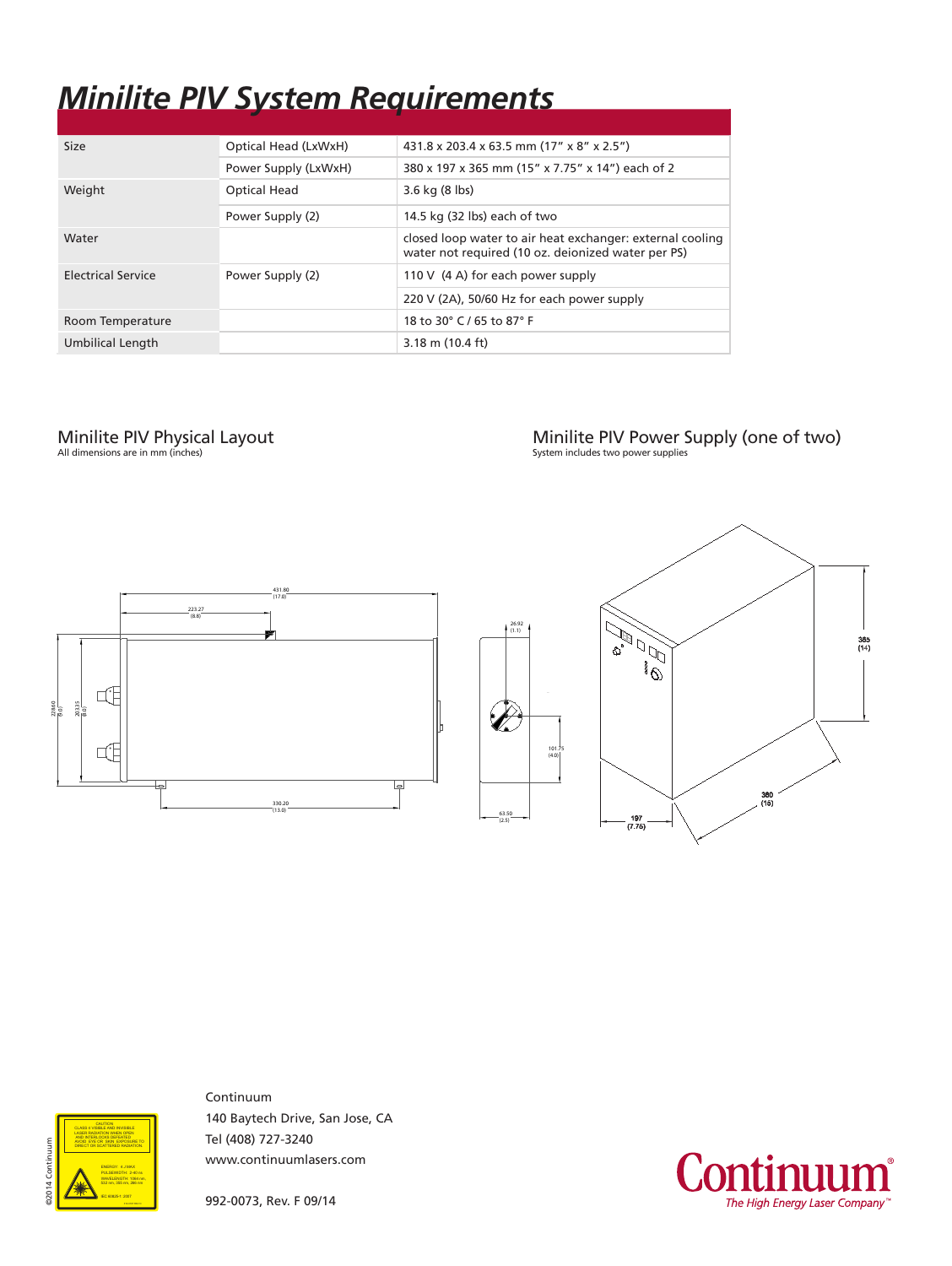# *Minilite PIV System Requirements*

| | | |
|---|---|---|
| Size | Optical Head (LxWxH) | 431.8 x 203.4 x 63.5 mm (17" x 8" x 2.5") |
| | Power Supply (LxWxH) | 380 x 197 x 365 mm (15" x 7.75" x 14") each of 2 |
| Weight | Optical Head | 3.6 kg (8 lbs) |
| | Power Supply (2) | 14.5 kg (32 lbs) each of two |
| Water | | closed loop water to air heat exchanger: external cooling water not required (10 oz. deionized water per PS) |
| Electrical Service | Power Supply (2) | 110 V (4 A) for each power supply |
| | | 220 V (2A), 50/60 Hz for each power supply |
| Room Temperature | | 18 to 30° C / 65 to 87° F |
| Umbilical Length | | 3.18 m (10.4 ft) |

## Minilite PIV Physical Layout

All dimensions are in mm (inches)

431.80
(17.0)
223.27
(8.8)
228.60
(9.0)
203.35
(8.0)
330.20
(13.0)
26.92
(1.1)
101.75
(4.0)
63.50
(2.5)

## Minilite PIV Power Supply (one of two)

System includes two power supplies

365
(14)
380
(15)
197
(7.75)

Continuum
140 Baytech Drive, San Jose, CA
Tel (408) 727-3240
www.continuumlasers.com

992-0073, Rev. F 09/14

©2014 Continuum

Continuum®
The High Energy Laser Company™